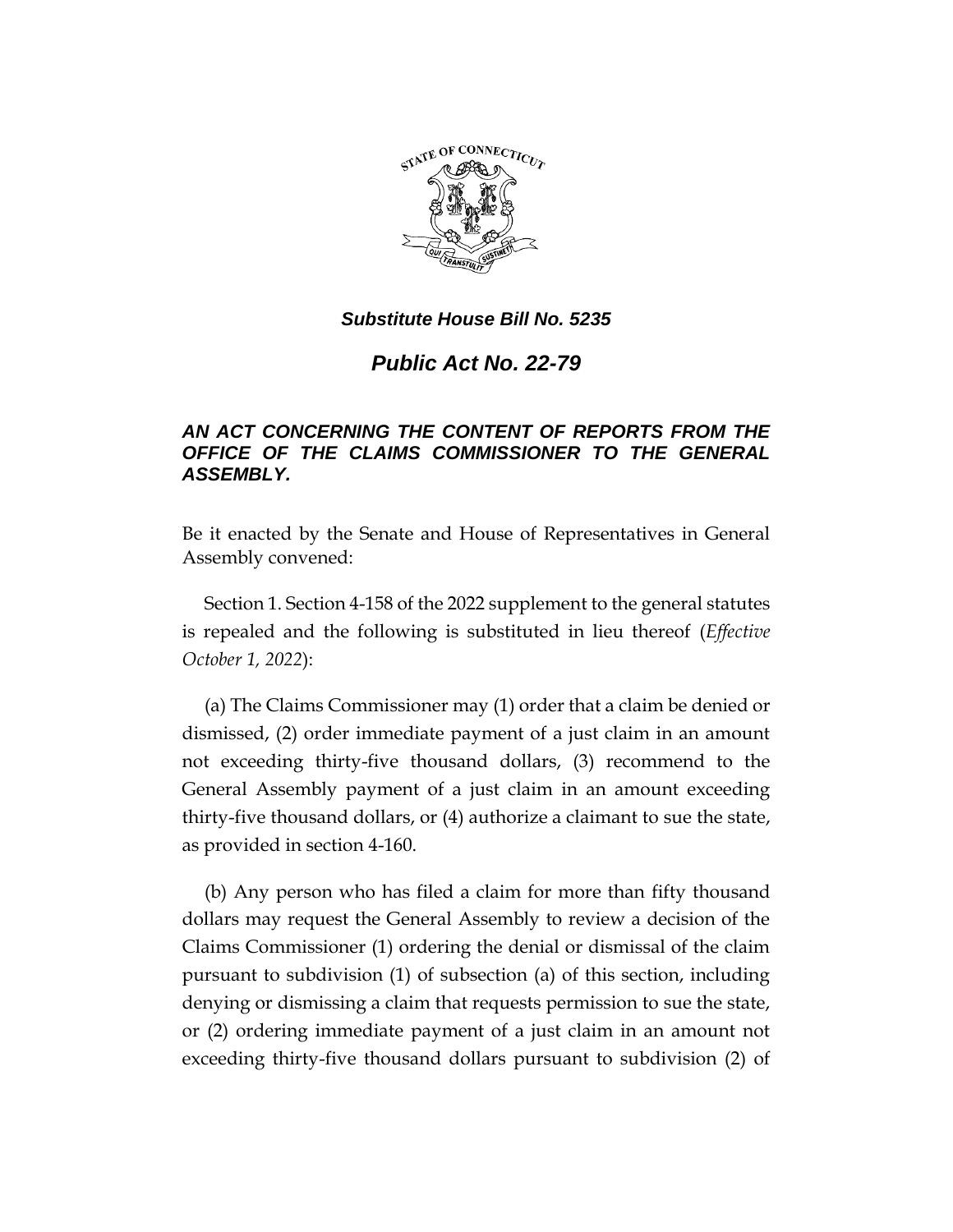*Substitute House Bill No. 5235*

# *Public Act No. 22-79*

## *AN ACT CONCERNING THE CONTENT OF REPORTS FROM THE OFFICE OF THE CLAIMS COMMISSIONER TO THE GENERAL ASSEMBLY.*

Be it enacted by the Senate and House of Representatives in General Assembly convened:

Section 1. Section 4-158 of the 2022 supplement to the general statutes is repealed and the following is substituted in lieu thereof (*Effective October 1, 2022*):

(a) The Claims Commissioner may (1) order that a claim be denied or dismissed, (2) order immediate payment of a just claim in an amount not exceeding thirty-five thousand dollars, (3) recommend to the General Assembly payment of a just claim in an amount exceeding thirty-five thousand dollars, or (4) authorize a claimant to sue the state, as provided in section 4-160.

(b) Any person who has filed a claim for more than fifty thousand dollars may request the General Assembly to review a decision of the Claims Commissioner (1) ordering the denial or dismissal of the claim pursuant to subdivision (1) of subsection (a) of this section, including denying or dismissing a claim that requests permission to sue the state, or (2) ordering immediate payment of a just claim in an amount not exceeding thirty-five thousand dollars pursuant to subdivision (2) of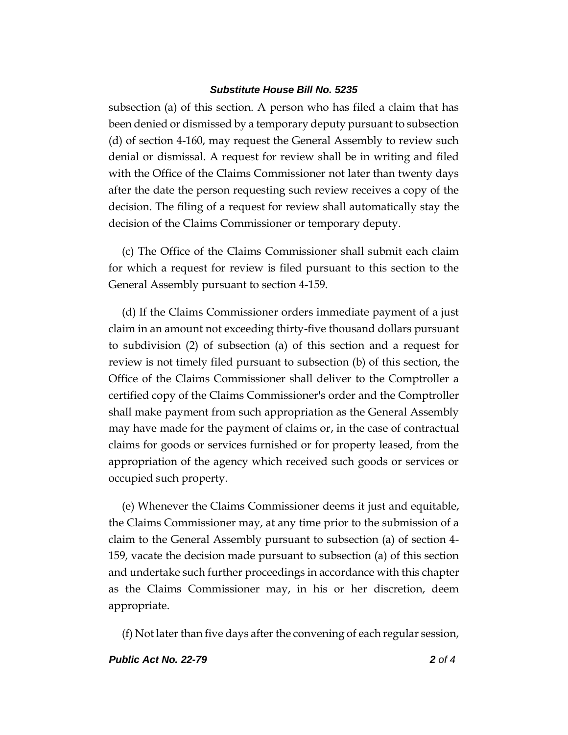subsection (a) of this section. A person who has filed a claim that has been denied or dismissed by a temporary deputy pursuant to subsection (d) of section 4-160, may request the General Assembly to review such denial or dismissal. A request for review shall be in writing and filed with the Office of the Claims Commissioner not later than twenty days after the date the person requesting such review receives a copy of the decision. The filing of a request for review shall automatically stay the decision of the Claims Commissioner or temporary deputy.

(c) The Office of the Claims Commissioner shall submit each claim for which a request for review is filed pursuant to this section to the General Assembly pursuant to section 4-159.

(d) If the Claims Commissioner orders immediate payment of a just claim in an amount not exceeding thirty-five thousand dollars pursuant to subdivision (2) of subsection (a) of this section and a request for review is not timely filed pursuant to subsection (b) of this section, the Office of the Claims Commissioner shall deliver to the Comptroller a certified copy of the Claims Commissioner's order and the Comptroller shall make payment from such appropriation as the General Assembly may have made for the payment of claims or, in the case of contractual claims for goods or services furnished or for property leased, from the appropriation of the agency which received such goods or services or occupied such property.

(e) Whenever the Claims Commissioner deems it just and equitable, the Claims Commissioner may, at any time prior to the submission of a claim to the General Assembly pursuant to subsection (a) of section 4-159, vacate the decision made pursuant to subsection (a) of this section and undertake such further proceedings in accordance with this chapter as the Claims Commissioner may, in his or her discretion, deem appropriate.

(f) Not later than five days after the convening of each regular session,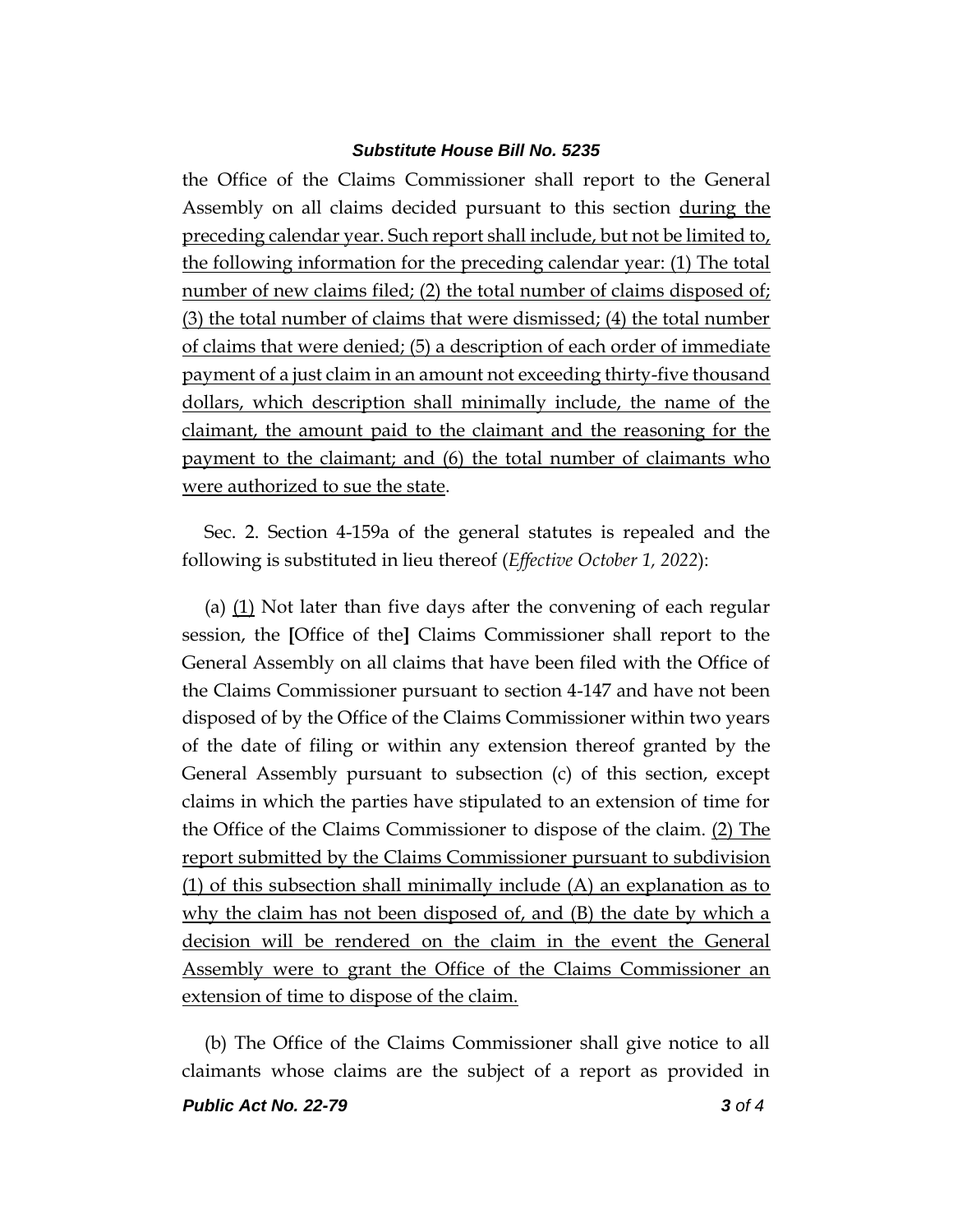the Office of the Claims Commissioner shall report to the General Assembly on all claims decided pursuant to this section <u>during the preceding calendar year. Such report shall include, but not be limited to, the following information for the preceding calendar year: (1) The total number of new claims filed; (2) the total number of claims disposed of; (3) the total number of claims that were dismissed; (4) the total number of claims that were denied; (5) a description of each order of immediate payment of a just claim in an amount not exceeding thirty-five thousand dollars, which description shall minimally include, the name of the claimant, the amount paid to the claimant and the reasoning for the payment to the claimant; and (6) the total number of claimants who were authorized to sue the state</u>.

Sec. 2. Section 4-159a of the general statutes is repealed and the following is substituted in lieu thereof (*Effective October 1, 2022*):

(a) <u>(1)</u> Not later than five days after the convening of each regular session, the **[**Office of the**]** Claims Commissioner shall report to the General Assembly on all claims that have been filed with the Office of the Claims Commissioner pursuant to section 4-147 and have not been disposed of by the Office of the Claims Commissioner within two years of the date of filing or within any extension thereof granted by the General Assembly pursuant to subsection (c) of this section, except claims in which the parties have stipulated to an extension of time for the Office of the Claims Commissioner to dispose of the claim. <u>(2) The report submitted by the Claims Commissioner pursuant to subdivision (1) of this subsection shall minimally include (A) an explanation as to why the claim has not been disposed of, and (B) the date by which a decision will be rendered on the claim in the event the General Assembly were to grant the Office of the Claims Commissioner an extension of time to dispose of the claim.</u>

(b) The Office of the Claims Commissioner shall give notice to all claimants whose claims are the subject of a report as provided in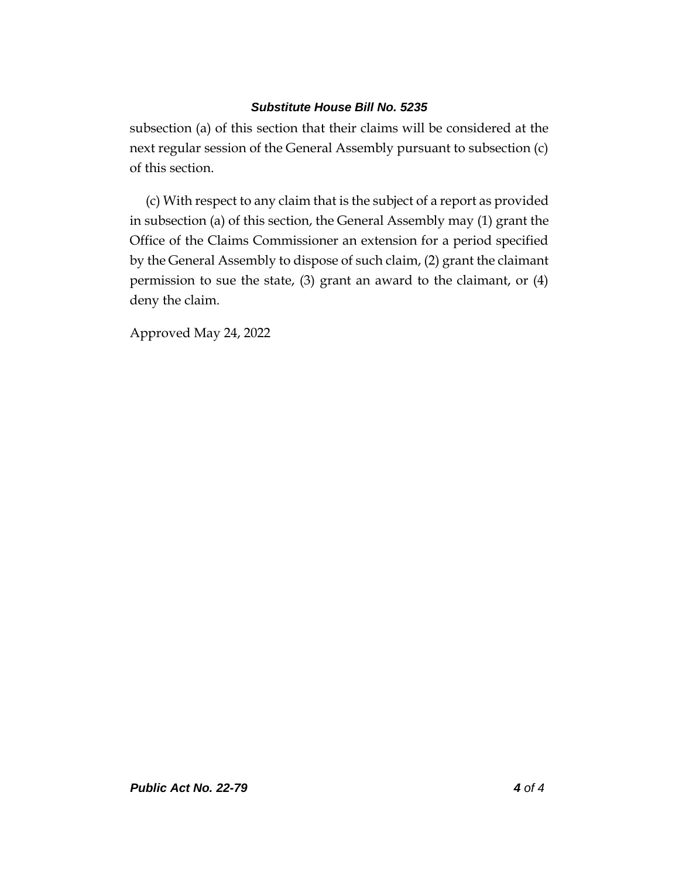subsection (a) of this section that their claims will be considered at the next regular session of the General Assembly pursuant to subsection (c) of this section.

(c) With respect to any claim that is the subject of a report as provided in subsection (a) of this section, the General Assembly may (1) grant the Office of the Claims Commissioner an extension for a period specified by the General Assembly to dispose of such claim, (2) grant the claimant permission to sue the state, (3) grant an award to the claimant, or (4) deny the claim.

Approved May 24, 2022